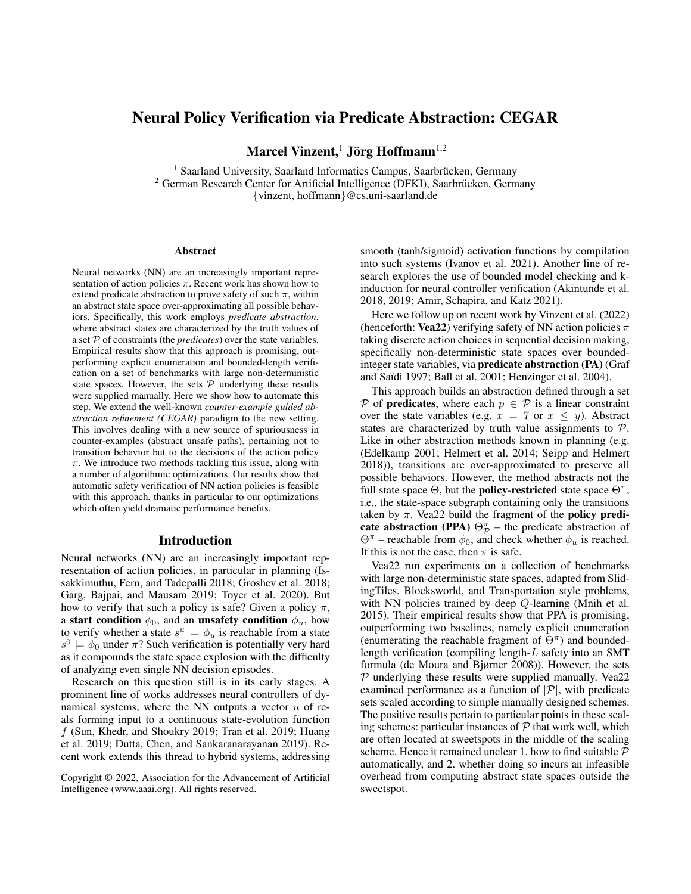# Neural Policy Verification via Predicate Abstraction: CEGAR

**Marcel Vinzent,[1] Jörg Hoffmann[1,2]**

[1] Saarland University, Saarland Informatics Campus, Saarbrücken, Germany
[2] German Research Center for Artificial Intelligence (DFKI), Saarbrücken, Germany
{vinzent, hoffmann}@cs.uni-saarland.de

## Abstract

Neural networks (NN) are an increasingly important representation of action policies $\pi$. Recent work has shown how to extend predicate abstraction to prove safety of such $\pi$, within an abstract state space over-approximating all possible behaviors. Specifically, this work employs *predicate abstraction*, where abstract states are characterized by the truth values of a set $\mathcal{P}$ of constraints (the *predicates*) over the state variables. Empirical results show that this approach is promising, outperforming explicit enumeration and bounded-length verification on a set of benchmarks with large non-deterministic state spaces. However, the sets $\mathcal{P}$ underlying these results were supplied manually. Here we show how to automate this step. We extend the well-known *counter-example guided abstraction refinement (CEGAR)* paradigm to the new setting. This involves dealing with a new source of spuriousness in counter-examples (abstract unsafe paths), pertaining not to transition behavior but to the decisions of the action policy $\pi$. We introduce two methods tackling this issue, along with a number of algorithmic optimizations. Our results show that automatic safety verification of NN action policies is feasible with this approach, thanks in particular to our optimizations which often yield dramatic performance benefits.

## Introduction

Neural networks (NN) are an increasingly important representation of action policies, in particular in planning (Issakkimuthu, Fern, and Tadepalli 2018; Groshev et al. 2018; Garg, Bajpai, and Mausam 2019; Toyer et al. 2020). But how to verify that such a policy is safe? Given a policy $\pi$, a **start condition** $\phi_0$, and an **unsafety condition** $\phi_u$, how to verify whether a state $s^u \models \phi_u$ is reachable from a state $s^0 \models \phi_0$ under $\pi$? Such verification is potentially very hard as it compounds the state space explosion with the difficulty of analyzing even single NN decision episodes.

Research on this question still is in its early stages. A prominent line of works addresses neural controllers of dynamical systems, where the NN outputs a vector $u$ of reals forming input to a continuous state-evolution function $f$ (Sun, Khedr, and Shoukry 2019; Tran et al. 2019; Huang et al. 2019; Dutta, Chen, and Sankaranarayanan 2019). Recent work extends this thread to hybrid systems, addressing smooth (tanh/sigmoid) activation functions by compilation into such systems (Ivanov et al. 2021). Another line of research explores the use of bounded model checking and k-induction for neural controller verification (Akintunde et al. 2018, 2019; Amir, Schapira, and Katz 2021).

Here we follow up on recent work by Vinzent et al. (2022) (henceforth: **Vea22**) verifying safety of NN action policies $\pi$ taking discrete action choices in sequential decision making, specifically non-deterministic state spaces over bounded-integer state variables, via **predicate abstraction (PA)** (Graf and Saïdi 1997; Ball et al. 2001; Henzinger et al. 2004).

This approach builds an abstraction defined through a set $\mathcal{P}$ of **predicates**, where each $p \in \mathcal{P}$ is a linear constraint over the state variables (e.g. $x = 7$ or $x \leq y$). Abstract states are characterized by truth value assignments to $\mathcal{P}$. Like in other abstraction methods known in planning (e.g. (Edelkamp 2001; Helmert et al. 2014; Seipp and Helmert 2018)), transitions are over-approximated to preserve all possible behaviors. However, the method abstracts not the full state space $\Theta$, but the **policy-restricted** state space $\Theta^\pi$, i.e., the state-space subgraph containing only the transitions taken by $\pi$. Vea22 build the fragment of the **policy predicate abstraction (PPA)** $\Theta^\pi_\mathcal{P}$ – the predicate abstraction of $\Theta^\pi$ – reachable from $\phi_0$, and check whether $\phi_u$ is reached. If this is not the case, then $\pi$ is safe.

Vea22 run experiments on a collection of benchmarks with large non-deterministic state spaces, adapted from SlidingTiles, Blocksworld, and Transportation style problems, with NN policies trained by deep $Q$-learning (Mnih et al. 2015). Their empirical results show that PPA is promising, outperforming two baselines, namely explicit enumeration (enumerating the reachable fragment of $\Theta^\pi$) and bounded-length verification (compiling length-$L$ safety into an SMT formula (de Moura and Bjørner 2008)). However, the sets $\mathcal{P}$ underlying these results were supplied manually. Vea22 examined performance as a function of $|\mathcal{P}|$, with predicate sets scaled according to simple manually designed schemes. The positive results pertain to particular points in these scaling schemes: particular instances of $\mathcal{P}$ that work well, which are often located at sweetspots in the middle of the scaling scheme. Hence it remained unclear 1. how to find suitable $\mathcal{P}$ automatically, and 2. whether doing so incurs an infeasible overhead from computing abstract state spaces outside the sweetspot.

Copyright © 2022, Association for the Advancement of Artificial Intelligence (www.aaai.org). All rights reserved.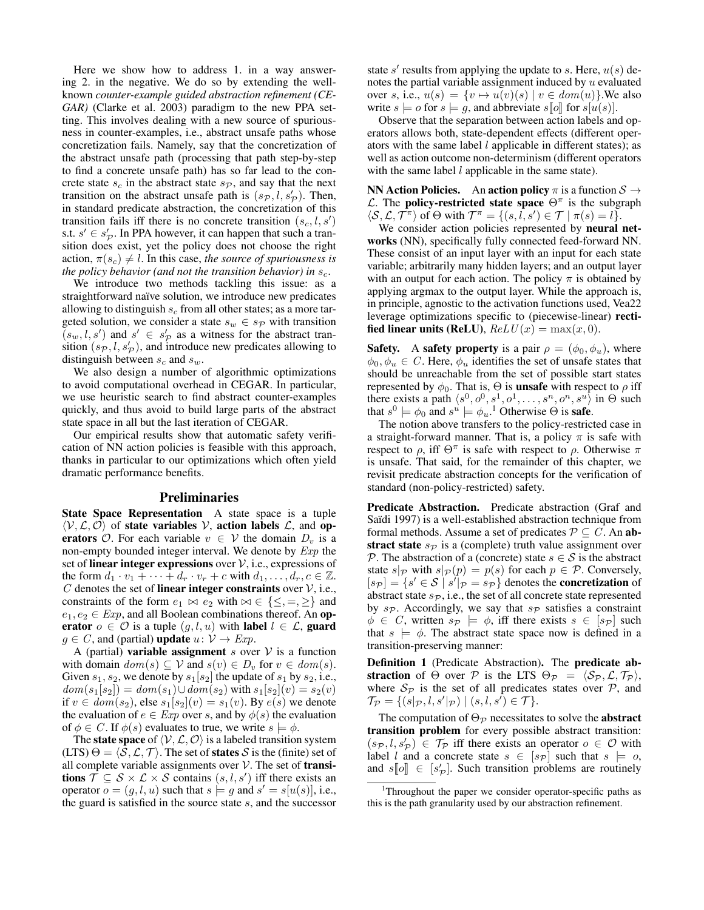Here we show how to address 1. in a way answering 2. in the negative. We do so by extending the well-known *counter-example guided abstraction refinement (CEGAR)* (Clarke et al. 2003) paradigm to the new PPA setting. This involves dealing with a new source of spuriousness in counter-examples, i.e., abstract unsafe paths whose concretization fails. Namely, say that the concretization of the abstract unsafe path (processing that path step-by-step to find a concrete unsafe path) has so far lead to the concrete state $s_c$ in the abstract state $s_\mathcal{P}$, and say that the next transition on the abstract unsafe path is $(s_\mathcal{P}, l, s'_\mathcal{P})$. Then, in standard predicate abstraction, the concretization of this transition fails iff there is no concrete transition $(s_c, l, s')$ s.t. $s' \in s'_\mathcal{P}$. In PPA however, it can happen that such a transition does exist, yet the policy does not choose the right action, $\pi(s_c) \neq l$. In this case, *the source of spuriousness is the policy behavior (and not the transition behavior) in* $s_c$.

We introduce two methods tackling this issue: as a straightforward naïve solution, we introduce new predicates allowing to distinguish $s_c$ from all other states; as a more targeted solution, we consider a state $s_w \in s_\mathcal{P}$ with transition $(s_w, l, s')$ and $s' \in s'_\mathcal{P}$ as a witness for the abstract transition $(s_\mathcal{P}, l, s'_\mathcal{P})$, and introduce new predicates allowing to distinguish between $s_c$ and $s_w$.

We also design a number of algorithmic optimizations to avoid computational overhead in CEGAR. In particular, we use heuristic search to find abstract counter-examples quickly, and thus avoid to build large parts of the abstract state space in all but the last iteration of CEGAR.

Our empirical results show that automatic safety verification of NN action policies is feasible with this approach, thanks in particular to our optimizations which often yield dramatic performance benefits.

## Preliminaries

**State Space Representation** A state space is a tuple $\langle \mathcal{V}, \mathcal{L}, \mathcal{O} \rangle$ of **state variables** $\mathcal{V}$, **action labels** $\mathcal{L}$, and **operators** $\mathcal{O}$. For each variable $v \in \mathcal{V}$ the domain $D_v$ is a non-empty bounded integer interval. We denote by $Exp$ the set of **linear integer expressions** over $\mathcal{V}$, i.e., expressions of the form $d_1 \cdot v_1 + \cdots + d_r \cdot v_r + c$ with $d_1, \ldots, d_r, c \in \mathbb{Z}$. $C$ denotes the set of **linear integer constraints** over $\mathcal{V}$, i.e., constraints of the form $e_1 \bowtie e_2$ with $\bowtie \in \{\leq, =, \geq\}$ and $e_1, e_2 \in Exp$, and all Boolean combinations thereof. An **operator** $o \in \mathcal{O}$ is a tuple $(g, l, u)$ with **label** $l \in \mathcal{L}$, **guard** $g \in C$, and (partial) **update** $u \colon \mathcal{V} \to Exp$.

A (partial) **variable assignment** $s$ over $\mathcal{V}$ is a function with domain $dom(s) \subseteq \mathcal{V}$ and $s(v) \in D_v$ for $v \in dom(s)$. Given $s_1, s_2$, we denote by $s_1[s_2]$ the update of $s_1$ by $s_2$, i.e., $dom(s_1[s_2]) = dom(s_1) \cup dom(s_2)$ with $s_1[s_2](v) = s_2(v)$ if $v \in dom(s_2)$, else $s_1[s_2](v) = s_1(v)$. By $e(s)$ we denote the evaluation of $e \in Exp$ over $s$, and by $\phi(s)$ the evaluation of $\phi \in C$. If $\phi(s)$ evaluates to true, we write $s \models \phi$.

The **state space** of $\langle \mathcal{V}, \mathcal{L}, \mathcal{O} \rangle$ is a labeled transition system (LTS) $\Theta = \langle \mathcal{S}, \mathcal{L}, \mathcal{T} \rangle$. The set of **states** $\mathcal{S}$ is the (finite) set of all complete variable assignments over $\mathcal{V}$. The set of **transitions** $\mathcal{T} \subseteq \mathcal{S} \times \mathcal{L} \times \mathcal{S}$ contains $(s, l, s')$ iff there exists an operator $o = (g, l, u)$ such that $s \models g$ and $s' = s[u(s)]$, i.e., the guard is satisfied in the source state $s$, and the successor state $s'$ results from applying the update to $s$. Here, $u(s)$ denotes the partial variable assignment induced by $u$ evaluated over $s$, i.e., $u(s) = \{v \mapsto u(v)(s) \mid v \in dom(u)\}$. We also write $s \models o$ for $s \models g$, and abbreviate $s[\![o]\!]$ for $s[u(s)]$.

Observe that the separation between action labels and operators allows both, state-dependent effects (different operators with the same label $l$ applicable in different states); as well as action outcome non-determinism (different operators with the same label $l$ applicable in the same state).

**NN Action Policies.** An **action policy** $\pi$ is a function $\mathcal{S} \to \mathcal{L}$. The **policy-restricted state space** $\Theta^\pi$ is the subgraph $\langle \mathcal{S}, \mathcal{L}, \mathcal{T}^\pi \rangle$ of $\Theta$ with $\mathcal{T}^\pi = \{(s, l, s') \in \mathcal{T} \mid \pi(s) = l\}$.

We consider action policies represented by **neural networks** (NN), specifically fully connected feed-forward NN. These consist of an input layer with an input for each state variable; arbitrarily many hidden layers; and an output layer with an output for each action. The policy $\pi$ is obtained by applying argmax to the output layer. While the approach is, in principle, agnostic to the activation functions used, Vea22 leverage optimizations specific to (piecewise-linear) **rectified linear units (ReLU)**, $ReLU(x) = \max(x, 0)$.

**Safety.** A **safety property** is a pair $\rho = (\phi_0, \phi_u)$, where $\phi_0, \phi_u \in C$. Here, $\phi_u$ identifies the set of unsafe states that should be unreachable from the set of possible start states represented by $\phi_0$. That is, $\Theta$ is **unsafe** with respect to $\rho$ iff there exists a path $\langle s^0, o^0, s^1, o^1, \ldots, s^n, o^n, s^u \rangle$ in $\Theta$ such that $s^0 \models \phi_0$ and $s^u \models \phi_u$.[1] Otherwise $\Theta$ is **safe**.

The notion above transfers to the policy-restricted case in a straight-forward manner. That is, a policy $\pi$ is safe with respect to $\rho$, iff $\Theta^\pi$ is safe with respect to $\rho$. Otherwise $\pi$ is unsafe. That said, for the remainder of this chapter, we revisit predicate abstraction concepts for the verification of standard (non-policy-restricted) safety.

**Predicate Abstraction.** Predicate abstraction (Graf and Saïdi 1997) is a well-established abstraction technique from formal methods. Assume a set of predicates $\mathcal{P} \subseteq C$. An **abstract state** $s_\mathcal{P}$ is a (complete) truth value assignment over $\mathcal{P}$. The abstraction of a (concrete) state $s \in \mathcal{S}$ is the abstract state $s|_\mathcal{P}$ with $s|_\mathcal{P}(p) = p(s)$ for each $p \in \mathcal{P}$. Conversely, $[s_\mathcal{P}] = \{s' \in \mathcal{S} \mid s'|_\mathcal{P} = s_\mathcal{P}\}$ denotes the **concretization** of abstract state $s_\mathcal{P}$, i.e., the set of all concrete state represented by $s_\mathcal{P}$. Accordingly, we say that $s_\mathcal{P}$ satisfies a constraint $\phi \in C$, written $s_\mathcal{P} \models \phi$, iff there exists $s \in [s_\mathcal{P}]$ such that $s \models \phi$. The abstract state space now is defined in a transition-preserving manner:

**Definition 1** (Predicate Abstraction). The **predicate abstraction** of $\Theta$ over $\mathcal{P}$ is the LTS $\Theta_\mathcal{P} = \langle \mathcal{S}_\mathcal{P}, \mathcal{L}, \mathcal{T}_\mathcal{P} \rangle$, where $\mathcal{S}_\mathcal{P}$ is the set of all predicates states over $\mathcal{P}$, and $\mathcal{T}_\mathcal{P} = \{(s|_\mathcal{P}, l, s'|_\mathcal{P}) \mid (s, l, s') \in \mathcal{T}\}$.

The computation of $\Theta_\mathcal{P}$ necessitates to solve the **abstract transition problem** for every possible abstract transition: $(s_\mathcal{P}, l, s'_\mathcal{P}) \in \mathcal{T}_\mathcal{P}$ iff there exists an operator $o \in \mathcal{O}$ with label $l$ and a concrete state $s \in [s_\mathcal{P}]$ such that $s \models o$, and $s[\![o]\!] \in [s'_\mathcal{P}]$. Such transition problems are routinely

[1] Throughout the paper we consider operator-specific paths as this is the path granularity used by our abstraction refinement.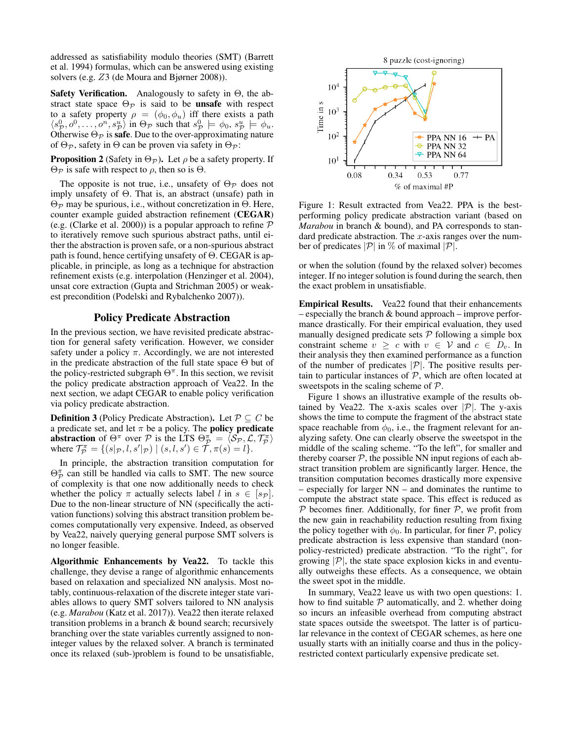addressed as satisfiability modulo theories (SMT) (Barrett et al. 1994) formulas, which can be answered using existing solvers (e.g. $Z3$ (de Moura and Bjørner 2008)).

**Safety Verification.** Analogously to safety in $\Theta$, the abstract state space $\Theta_{\mathcal{P}}$ is said to be **unsafe** with respect to a safety property $\rho = (\phi_0, \phi_u)$ iff there exists a path $\langle s^0_{\mathcal{P}}, o^0, \dots, o^n, s^u_{\mathcal{P}} \rangle$ in $\Theta_{\mathcal{P}}$ such that $s^0_{\mathcal{P}} \models \phi_0$, $s^u_{\mathcal{P}} \models \phi_u$. Otherwise $\Theta_{\mathcal{P}}$ is **safe**. Due to the over-approximating nature of $\Theta_{\mathcal{P}}$, safety in $\Theta$ can be proven via safety in $\Theta_{\mathcal{P}}$:

**Proposition 2** (Safety in $\Theta_{\mathcal{P}}$)**.** Let $\rho$ be a safety property. If $\Theta_{\mathcal{P}}$ is safe with respect to $\rho$, then so is $\Theta$.

The opposite is not true, i.e., unsafety of $\Theta_{\mathcal{P}}$ does not imply unsafety of $\Theta$. That is, an abstract (unsafe) path in $\Theta_{\mathcal{P}}$ may be spurious, i.e., without concretization in $\Theta$. Here, counter example guided abstraction refinement (**CEGAR**) (e.g. (Clarke et al. 2000)) is a popular approach to refine $\mathcal{P}$ to iteratively remove such spurious abstract paths, until either the abstraction is proven safe, or a non-spurious abstract path is found, hence certifying unsafety of $\Theta$. CEGAR is applicable, in principle, as long as a technique for abstraction refinement exists (e.g. interpolation (Henzinger et al. 2004), unsat core extraction (Gupta and Strichman 2005) or weakest precondition (Podelski and Rybalchenko 2007)).

## Policy Predicate Abstraction

In the previous section, we have revisited predicate abstraction for general safety verification. However, we consider safety under a policy $\pi$. Accordingly, we are not interested in the predicate abstraction of the full state space $\Theta$ but of the policy-restricted subgraph $\Theta^\pi$. In this section, we revisit the policy predicate abstraction approach of Vea22. In the next section, we adapt CEGAR to enable policy verification via policy predicate abstraction.

**Definition 3** (Policy Predicate Abstraction)**.** Let $\mathcal{P} \subseteq C$ be a predicate set, and let $\pi$ be a policy. The **policy predicate abstraction** of $\Theta^\pi$ over $\mathcal{P}$ is the LTS $\Theta^\pi_{\mathcal{P}} = \langle S_{\mathcal{P}}, \mathcal{L}, \mathcal{T}^\pi_{\mathcal{P}} \rangle$ where $\mathcal{T}^\pi_{\mathcal{P}} = \{(s|_{\mathcal{P}}, l, s'|_{\mathcal{P}}) \mid (s, l, s') \in \mathcal{T}, \pi(s) = l\}$.

In principle, the abstract transition computation for $\Theta^\pi_{\mathcal{P}}$ can still be handled via calls to SMT. The new source of complexity is that one now additionally needs to check whether the policy $\pi$ actually selects label $l$ in $s \in [s_{\mathcal{P}}]$. Due to the non-linear structure of NN (specifically the activation functions) solving this abstract transition problem becomes computationally very expensive. Indeed, as observed by Vea22, naively querying general purpose SMT solvers is no longer feasible.

**Algorithmic Enhancements by Vea22.** To tackle this challenge, they devise a range of algorithmic enhancements based on relaxation and specialized NN analysis. Most notably, continuous-relaxation of the discrete integer state variables allows to query SMT solvers tailored to NN analysis (e.g. *Marabou* (Katz et al. 2017)). Vea22 then iterate relaxed transition problems in a branch & bound search; recursively branching over the state variables currently assigned to non-integer values by the relaxed solver. A branch is terminated once its relaxed (sub-)problem is found to be unsatisfiable, or when the solution (found by the relaxed solver) becomes integer. If no integer solution is found during the search, then the exact problem in unsatisfiable.

Figure 1: Result extracted from Vea22. PPA is the best-performing policy predicate abstraction variant (based on *Marabou* in branch & bound), and PA corresponds to standard predicate abstraction. The $x$-axis ranges over the number of predicates $|\mathcal{P}|$ in % of maximal $|\mathcal{P}|$.

**Empirical Results.** Vea22 found that their enhancements – especially the branch & bound approach – improve performance drastically. For their empirical evaluation, they used manually designed predicate sets $\mathcal{P}$ following a simple box constraint scheme $v \geq c$ with $v \in \mathcal{V}$ and $c \in D_v$. In their analysis they then examined performance as a function of the number of predicates $|\mathcal{P}|$. The positive results pertain to particular instances of $\mathcal{P}$, which are often located at sweetspots in the scaling scheme of $\mathcal{P}$.

Figure 1 shows an illustrative example of the results obtained by Vea22. The x-axis scales over $|\mathcal{P}|$. The y-axis shows the time to compute the fragment of the abstract state space reachable from $\phi_0$, i.e., the fragment relevant for analyzing safety. One can clearly observe the sweetspot in the middle of the scaling scheme. "To the left", for smaller and thereby coarser $\mathcal{P}$, the possible NN input regions of each abstract transition problem are significantly larger. Hence, the transition computation becomes drastically more expensive – especially for larger NN – and dominates the runtime to compute the abstract state space. This effect is reduced as $\mathcal{P}$ becomes finer. Additionally, for finer $\mathcal{P}$, we profit from the new gain in reachability reduction resulting from fixing the policy together with $\phi_0$. In particular, for finer $\mathcal{P}$, policy predicate abstraction is less expensive than standard (non-policy-restricted) predicate abstraction. "To the right", for growing $|\mathcal{P}|$, the state space explosion kicks in and eventually outweighs these effects. As a consequence, we obtain the sweet spot in the middle.

In summary, Vea22 leave us with two open questions: 1. how to find suitable $\mathcal{P}$ automatically, and 2. whether doing so incurs an infeasible overhead from computing abstract state spaces outside the sweetspot. The latter is of particular relevance in the context of CEGAR schemes, as here one usually starts with an initially coarse and thus in the policy-restricted context particularly expensive predicate set.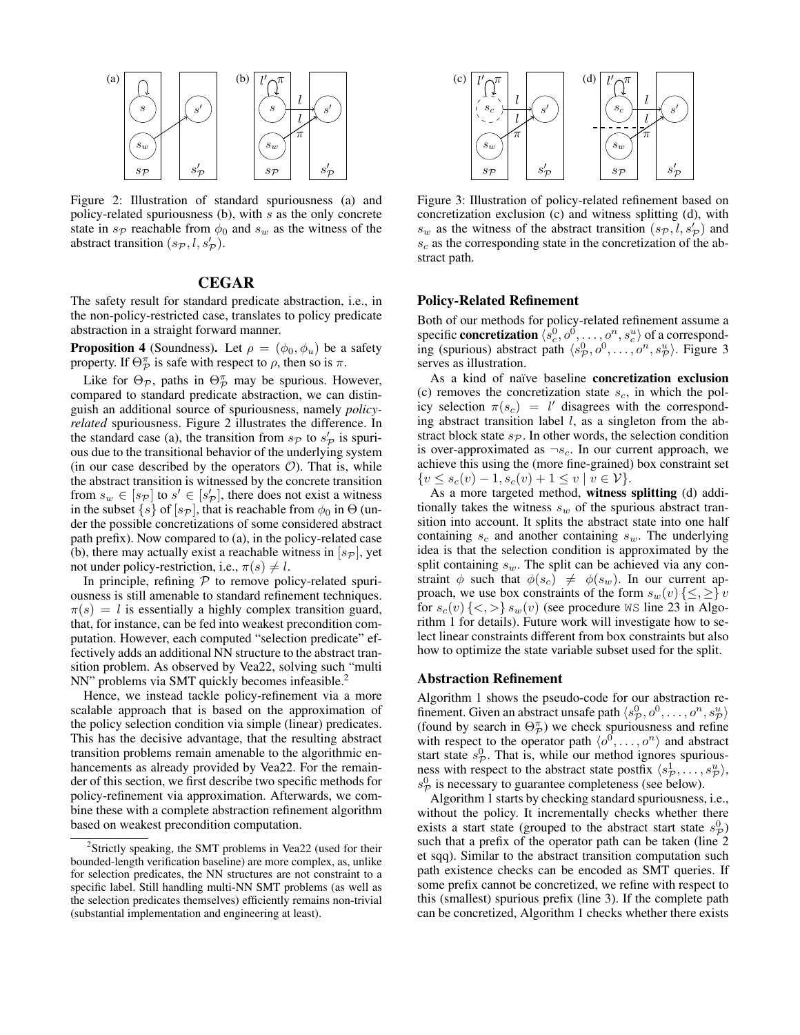Figure 2: Illustration of standard spuriousness (a) and policy-related spuriousness (b), with $s$ as the only concrete state in $s_\mathcal{P}$ reachable from $\phi_0$ and $s_w$ as the witness of the abstract transition $(s_\mathcal{P}, l, s'_\mathcal{P})$.

## CEGAR

The safety result for standard predicate abstraction, i.e., in the non-policy-restricted case, translates to policy predicate abstraction in a straight forward manner.

**Proposition 4** (Soundness). Let $\rho = (\phi_0, \phi_u)$ be a safety property. If $\Theta^\pi_\mathcal{P}$ is safe with respect to $\rho$, then so is $\pi$.

Like for $\Theta_\mathcal{P}$, paths in $\Theta^\pi_\mathcal{P}$ may be spurious. However, compared to standard predicate abstraction, we can distinguish an additional source of spuriousness, namely *policy-related* spuriousness. Figure 2 illustrates the difference. In the standard case (a), the transition from $s_\mathcal{P}$ to $s'_\mathcal{P}$ is spurious due to the transitional behavior of the underlying system (in our case described by the operators $\mathcal{O}$). That is, while the abstract transition is witnessed by the concrete transition from $s_w \in [s_\mathcal{P}]$ to $s' \in [s'_\mathcal{P}]$, there does not exist a witness in the subset $\{s\}$ of $[s_\mathcal{P}]$, that is reachable from $\phi_0$ in $\Theta$ (under the possible concretizations of some considered abstract path prefix). Now compared to (a), in the policy-related case (b), there may actually exist a reachable witness in $[s_\mathcal{P}]$, yet not under policy-restriction, i.e., $\pi(s) \neq l$.

In principle, refining $\mathcal{P}$ to remove policy-related spuriousness is still amenable to standard refinement techniques. $\pi(s) = l$ is essentially a highly complex transition guard, that, for instance, can be fed into weakest precondition computation. However, each computed "selection predicate" effectively adds an additional NN structure to the abstract transition problem. As observed by Vea22, solving such "multi NN" problems via SMT quickly becomes infeasible.[2]

Hence, we instead tackle policy-refinement via a more scalable approach that is based on the approximation of the policy selection condition via simple (linear) predicates. This has the decisive advantage, that the resulting abstract transition problems remain amenable to the algorithmic enhancements as already provided by Vea22. For the remainder of this section, we first describe two specific methods for policy-refinement via approximation. Afterwards, we combine these with a complete abstraction refinement algorithm based on weakest precondition computation.

[2]Strictly speaking, the SMT problems in Vea22 (used for their bounded-length verification baseline) are more complex, as, unlike for selection predicates, the NN structures are not constraint to a specific label. Still handling multi-NN SMT problems (as well as the selection predicates themselves) efficiently remains non-trivial (substantial implementation and engineering at least).

Figure 3: Illustration of policy-related refinement based on concretization exclusion (c) and witness splitting (d), with $s_w$ as the witness of the abstract transition $(s_\mathcal{P}, l, s'_\mathcal{P})$ and $s_c$ as the corresponding state in the concretization of the abstract path.

### Policy-Related Refinement

Both of our methods for policy-related refinement assume a specific **concretization** $\langle s^0_c, o^0, \ldots, o^n, s^u_c \rangle$ of a corresponding (spurious) abstract path $\langle s^0_\mathcal{P}, o^0, \ldots, o^n, s^u_\mathcal{P} \rangle$. Figure 3 serves as illustration.

As a kind of naïve baseline **concretization exclusion** (c) removes the concretization state $s_c$, in which the policy selection $\pi(s_c) = l'$ disagrees with the corresponding abstract transition label $l$, as a singleton from the abstract block state $s_\mathcal{P}$. In other words, the selection condition is over-approximated as $\neg s_c$. In our current approach, we achieve this using the (more fine-grained) box constraint set $\{v \le s_c(v) - 1, s_c(v) + 1 \le v \mid v \in \mathcal{V}\}$.

As a more targeted method, **witness splitting** (d) additionally takes the witness $s_w$ of the spurious abstract transition into account. It splits the abstract state into one half containing $s_c$ and another containing $s_w$. The underlying idea is that the selection condition is approximated by the split containing $s_w$. The split can be achieved via any constraint $\phi$ such that $\phi(s_c) \neq \phi(s_w)$. In our current approach, we use box constraints of the form $s_w(v)\,\{\le, \ge\}\,v$ for $s_c(v)\,\{<, >\}\,s_w(v)$ (see procedure WS line 23 in Algorithm 1 for details). Future work will investigate how to select linear constraints different from box constraints but also how to optimize the state variable subset used for the split.

### Abstraction Refinement

Algorithm 1 shows the pseudo-code for our abstraction refinement. Given an abstract unsafe path $\langle s^0_\mathcal{P}, o^0, \ldots, o^n, s^u_\mathcal{P} \rangle$ (found by search in $\Theta^\pi_\mathcal{P}$) we check spuriousness and refine with respect to the operator path $\langle o^0, \ldots, o^n \rangle$ and abstract start state $s^0_\mathcal{P}$. That is, while our method ignores spuriousness with respect to the abstract state postfix $\langle s^1_\mathcal{P}, \ldots, s^u_\mathcal{P} \rangle$, $s^0_\mathcal{P}$ is necessary to guarantee completeness (see below).

Algorithm 1 starts by checking standard spuriousness, i.e., without the policy. It incrementally checks whether there exists a start state (grouped to the abstract start state $s^0_\mathcal{P}$) such that a prefix of the operator path can be taken (line 2 et sqq). Similar to the abstract transition computation such path existence checks can be encoded as SMT queries. If some prefix cannot be concretized, we refine with respect to this (smallest) spurious prefix (line 3). If the complete path can be concretized, Algorithm 1 checks whether there exists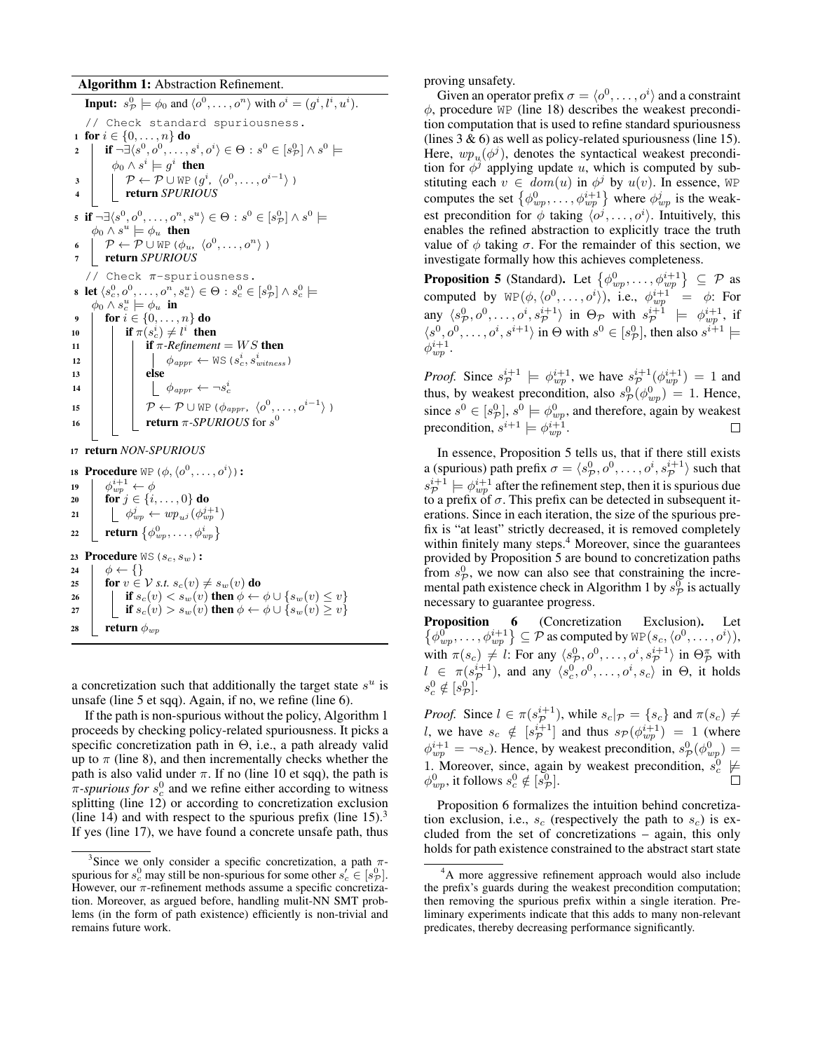**Algorithm 1:** Abstraction Refinement.

```
Input: s⁰_P ⊨ φ₀ and ⟨o⁰, ..., oⁿ⟩ with oⁱ = (gⁱ, lⁱ, uⁱ).
   // Check standard spuriousness.
 1 for i ∈ {0, ..., n} do
 2     if ¬∃⟨s⁰, o⁰, ..., sⁱ, oⁱ⟩ ∈ Θ : s⁰ ∈ [s⁰_P] ∧ s⁰ ⊨ φ₀ ∧ sⁱ ⊨ gⁱ then
 3         P ← P ∪ WP(gⁱ, ⟨o⁰, ..., oⁱ⁻¹⟩)
 4         return SPURIOUS
 5 if ¬∃⟨s⁰, o⁰, ..., oⁿ, sᵘ⟩ ∈ Θ : s⁰ ∈ [s⁰_P] ∧ s⁰ ⊨ φ₀ ∧ sᵘ ⊨ φᵤ then
 6     P ← P ∪ WP(φᵤ, ⟨o⁰, ..., oⁿ⟩)
 7     return SPURIOUS
   // Check π-spuriousness.
 8 let ⟨s⁰_c, o⁰, ..., oⁿ, sᵘ_c⟩ ∈ Θ : s⁰_c ∈ [s⁰_P] ∧ s⁰_c ⊨ φ₀ ∧ sᵘ_c ⊨ φᵤ in
 9     for i ∈ {0, ..., n} do
10         if π(sⁱ_c) ≠ lⁱ then
11             if π-Refinement = WS then
12                 φ_appr ← WS(sⁱ_c, sⁱ_witness)
13             else
14                 φ_appr ← ¬sⁱ_c
15             P ← P ∪ WP(φ_appr, ⟨o⁰, ..., oⁱ⁻¹⟩)
16             return π-SPURIOUS for s⁰
17 return NON-SPURIOUS
18 Procedure WP(φ, ⟨o⁰, ..., oⁱ⟩):
19     φ^{i+1}_wp ← φ
20     for j ∈ {i, ..., 0} do
21         φʲ_wp ← wp_{uʲ}(φ^{j+1}_wp)
22     return {φ⁰_wp, ..., φⁱ_wp}
23 Procedure WS(s_c, s_w):
24     φ ← {}
25     for v ∈ V s.t. s_c(v) ≠ s_w(v) do
26         if s_c(v) < s_w(v) then φ ← φ ∪ {s_w(v) ≤ v}
27         if s_c(v) > s_w(v) then φ ← φ ∪ {s_w(v) ≥ v}
28     return φ_wp
```

a concretization such that additionally the target state $s^u$ is unsafe (line 5 et sqq). Again, if no, we refine (line 6).

If the path is non-spurious without the policy, Algorithm 1 proceeds by checking policy-related spuriousness. It picks a specific concretization path in $\Theta$, i.e., a path already valid up to $\pi$ (line 8), and then incrementally checks whether the path is also valid under $\pi$. If no (line 10 et sqq), the path is *$\pi$-spurious for $s^0_c$* and we refine either according to witness splitting (line 12) or according to concretization exclusion (line 14) and with respect to the spurious prefix (line 15).[3] If yes (line 17), we have found a concrete unsafe path, thus proving unsafety.

Given an operator prefix $\sigma = \langle o^0, \dots, o^i \rangle$ and a constraint $\phi$, procedure WP (line 18) describes the weakest precondition computation that is used to refine standard spuriousness (lines 3 & 6) as well as policy-related spuriousness (line 15). Here, $wp_u(\phi^j)$, denotes the syntactical weakest precondition for $\phi^j$ applying update $u$, which is computed by substituting each $v \in dom(u)$ in $\phi^j$ by $u(v)$. In essence, WP computes the set $\{\phi^0_{wp}, \dots, \phi^{i+1}_{wp}\}$ where $\phi^j_{wp}$ is the weakest precondition for $\phi$ taking $\langle o^j, \dots, o^i \rangle$. Intuitively, this enables the refined abstraction to explicitly trace the truth value of $\phi$ taking $\sigma$. For the remainder of this section, we investigate formally how this achieves completeness.

**Proposition 5** (Standard)**.** Let $\{\phi^0_{wp}, \dots, \phi^{i+1}_{wp}\} \subseteq \mathcal{P}$ as computed by $\texttt{WP}(\phi, \langle o^0, \dots, o^i \rangle)$, i.e., $\phi^{i+1}_{wp} = \phi$: For any $\langle s^0_{\mathcal{P}}, o^0, \dots, o^i, s^{i+1}_{\mathcal{P}} \rangle$ in $\Theta_{\mathcal{P}}$ with $s^{i+1}_{\mathcal{P}} \models \phi^{i+1}_{wp}$, if $\langle s^0, o^0, \dots, o^i, s^{i+1} \rangle$ in $\Theta$ with $s^0 \in [s^0_{\mathcal{P}}]$, then also $s^{i+1} \models \phi^{i+1}_{wp}$.

*Proof.* Since $s^{i+1}_{\mathcal{P}} \models \phi^{i+1}_{wp}$, we have $s^{i+1}_{\mathcal{P}}(\phi^{i+1}_{wp}) = 1$ and thus, by weakest precondition, also $s^0_{\mathcal{P}}(\phi^0_{wp}) = 1$. Hence, since $s^0 \in [s^0_{\mathcal{P}}]$, $s^0 \models \phi^0_{wp}$, and therefore, again by weakest precondition, $s^{i+1} \models \phi^{i+1}_{wp}$. □

In essence, Proposition 5 tells us, that if there still exists a (spurious) path prefix $\sigma = \langle s^0_{\mathcal{P}}, o^0, \dots, o^i, s^{i+1}_{\mathcal{P}} \rangle$ such that $s^{i+1}_{\mathcal{P}} \models \phi^{i+1}_{wp}$ after the refinement step, then it is spurious due to a prefix of $\sigma$. This prefix can be detected in subsequent iterations. Since in each iteration, the size of the spurious prefix is "at least" strictly decreased, it is removed completely within finitely many steps.[4] Moreover, since the guarantees provided by Proposition 5 are bound to concretization paths from $s^0_{\mathcal{P}}$, we now can also see that constraining the incremental path existence check in Algorithm 1 by $s^0_{\mathcal{P}}$ is actually necessary to guarantee progress.

**Proposition 6** (Concretization Exclusion)**.** Let $\{\phi^0_{wp}, \dots, \phi^{i+1}_{wp}\} \subseteq \mathcal{P}$ as computed by $\texttt{WP}(s_c, \langle o^0, \dots, o^i \rangle)$, with $\pi(s_c) \neq l$: For any $\langle s^0_{\mathcal{P}}, o^0, \dots, o^i, s^{i+1}_{\mathcal{P}} \rangle$ in $\Theta^\pi_{\mathcal{P}}$ with $l \in \pi(s^{i+1}_{\mathcal{P}})$, and any $\langle s^0_c, o^0, \dots, o^i, s_c \rangle$ in $\Theta$, it holds $s^0_c \notin [s^0_{\mathcal{P}}]$.

*Proof.* Since $l \in \pi(s^{i+1}_{\mathcal{P}})$, while $s_c|_{\mathcal{P}} = \{s_c\}$ and $\pi(s_c) \neq l$, we have $s_c \notin [s^{i+1}_{\mathcal{P}}]$ and thus $s_{\mathcal{P}}(\phi^{i+1}_{wp}) = 1$ (where $\phi^{i+1}_{wp} = \neg s_c$). Hence, by weakest precondition, $s^0_{\mathcal{P}}(\phi^0_{wp}) = 1$. Moreover, since, again by weakest precondition, $s^0_c \not\models \phi^0_{wp}$, it follows $s^0_c \notin [s^0_{\mathcal{P}}]$. □

Proposition 6 formalizes the intuition behind concretization exclusion, i.e., $s_c$ (respectively the path to $s_c$) is excluded from the set of concretizations – again, this only holds for path existence constrained to the abstract start state

[3] Since we only consider a specific concretization, a path $\pi$-spurious for $s^0_c$ may still be non-spurious for some other $s'_c \in [s^0_{\mathcal{P}}]$. However, our $\pi$-refinement methods assume a specific concretization. Moreover, as argued before, handling mulit-NN SMT problems (in the form of path existence) efficiently is non-trivial and remains future work.

[4] A more aggressive refinement approach would also include the prefix's guards during the weakest precondition computation; then removing the spurious prefix within a single iteration. Preliminary experiments indicate that this adds to many non-relevant predicates, thereby decreasing performance significantly.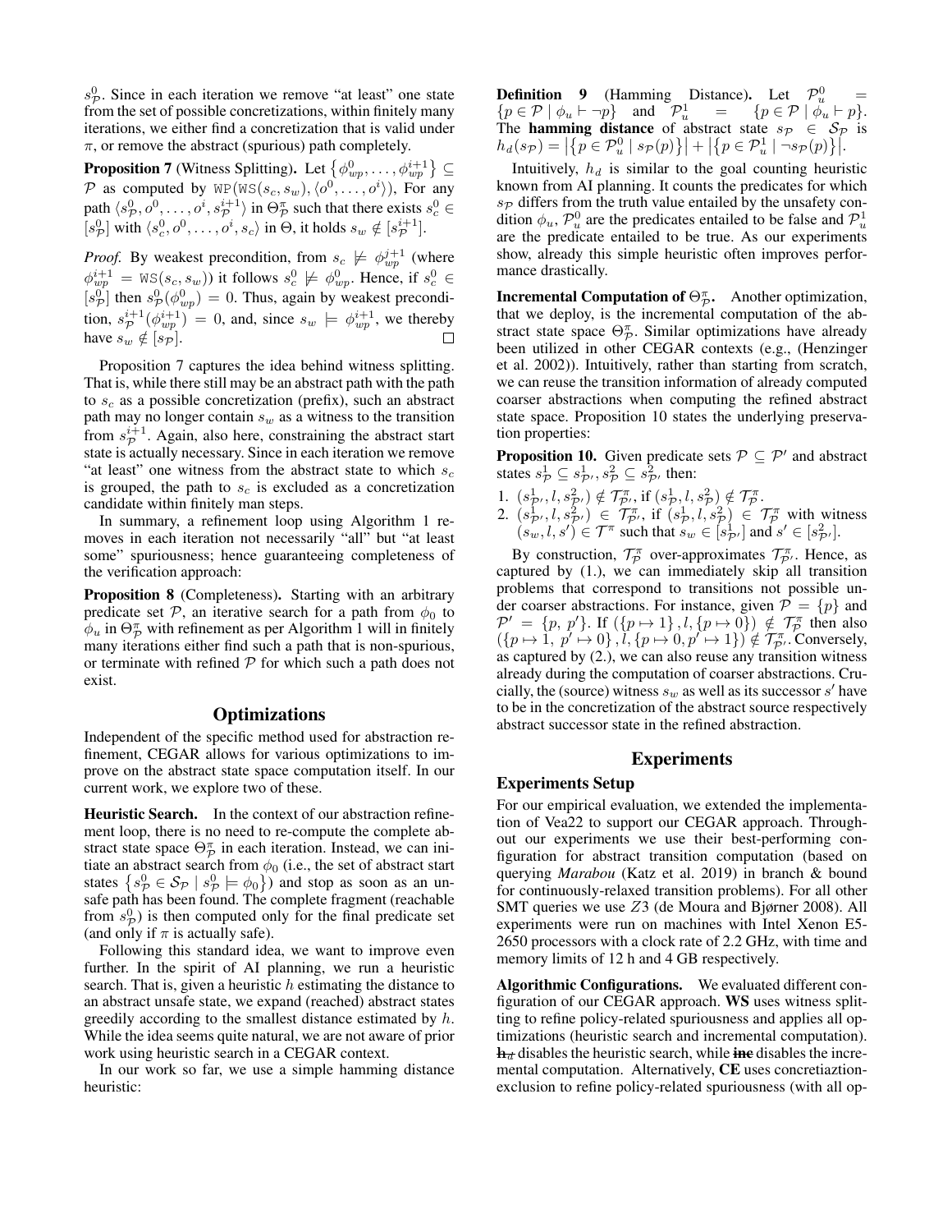$s^0_{\mathcal{P}}$. Since in each iteration we remove "at least" one state from the set of possible concretizations, within finitely many iterations, we either find a concretization that is valid under $\pi$, or remove the abstract (spurious) path completely.

**Proposition 7** (Witness Splitting). Let $\{\phi^0_{wp}, \ldots, \phi^{i+1}_{wp}\} \subseteq \mathcal{P}$ as computed by $\texttt{WP}(\texttt{WS}(s_c, s_w), \langle o^0, \ldots, o^i \rangle)$, For any path $\langle s^0_{\mathcal{P}}, o^0, \ldots, o^i, s^{i+1}_{\mathcal{P}} \rangle$ in $\Theta^\pi_{\mathcal{P}}$ such that there exists $s^0_c \in [s^0_{\mathcal{P}}]$ with $\langle s^0_c, o^0, \ldots, o^i, s_c \rangle$ in $\Theta$, it holds $s_w \notin [s^{i+1}_{\mathcal{P}}]$.

*Proof.* By weakest precondition, from $s_c \not\models \phi^{j+1}_{wp}$ (where $\phi^{i+1}_{wp} = \texttt{WS}(s_c, s_w)$) it follows $s^0_c \not\models \phi^0_{wp}$. Hence, if $s^0_c \in [s^0_{\mathcal{P}}]$ then $s^0_{\mathcal{P}}(\phi^0_{wp}) = 0$. Thus, again by weakest precondition, $s^{i+1}_{\mathcal{P}}(\phi^{i+1}_{wp}) = 0$, and, since $s_w \models \phi^{i+1}_{wp}$, we thereby have $s_w \notin [s_{\mathcal{P}}]$. □

Proposition 7 captures the idea behind witness splitting. That is, while there still may be an abstract path with the path to $s_c$ as a possible concretization (prefix), such an abstract path may no longer contain $s_w$ as a witness to the transition from $s^{i+1}_{\mathcal{P}}$. Again, also here, constraining the abstract start state is actually necessary. Since in each iteration we remove "at least" one witness from the abstract state to which $s_c$ is grouped, the path to $s_c$ is excluded as a concretization candidate within finitely man steps.

In summary, a refinement loop using Algorithm 1 removes in each iteration not necessarily "all" but "at least some" spuriousness; hence guaranteeing completeness of the verification approach:

**Proposition 8** (Completeness). Starting with an arbitrary predicate set $\mathcal{P}$, an iterative search for a path from $\phi_0$ to $\phi_u$ in $\Theta^\pi_{\mathcal{P}}$ with refinement as per Algorithm 1 will in finitely many iterations either find such a path that is non-spurious, or terminate with refined $\mathcal{P}$ for which such a path does not exist.

## Optimizations

Independent of the specific method used for abstraction refinement, CEGAR allows for various optimizations to improve on the abstract state space computation itself. In our current work, we explore two of these.

**Heuristic Search.** In the context of our abstraction refinement loop, there is no need to re-compute the complete abstract state space $\Theta^\pi_{\mathcal{P}}$ in each iteration. Instead, we can initiate an abstract search from $\phi_0$ (i.e., the set of abstract start states $\{s^0_{\mathcal{P}} \in \mathcal{S}_{\mathcal{P}} \mid s^0_{\mathcal{P}} \models \phi_0\}$) and stop as soon as an unsafe path has been found. The complete fragment (reachable from $s^0_{\mathcal{P}}$) is then computed only for the final predicate set (and only if $\pi$ is actually safe).

Following this standard idea, we want to improve even further. In the spirit of AI planning, we run a heuristic search. That is, given a heuristic $h$ estimating the distance to an abstract unsafe state, we expand (reached) abstract states greedily according to the smallest distance estimated by $h$. While the idea seems quite natural, we are not aware of prior work using heuristic search in a CEGAR context.

In our work so far, we use a simple hamming distance heuristic:

**Definition 9** (Hamming Distance). Let $\mathcal{P}^0_u = \{p \in \mathcal{P} \mid \phi_u \vdash \neg p\}$ and $\mathcal{P}^1_u = \{p \in \mathcal{P} \mid \phi_u \vdash p\}$. The **hamming distance** of abstract state $s_{\mathcal{P}} \in \mathcal{S}_{\mathcal{P}}$ is $h_d(s_{\mathcal{P}}) = \left|\{p \in \mathcal{P}^0_u \mid s_{\mathcal{P}}(p)\}\right| + \left|\{p \in \mathcal{P}^1_u \mid \neg s_{\mathcal{P}}(p)\}\right|$.

Intuitively, $h_d$ is similar to the goal counting heuristic known from AI planning. It counts the predicates for which $s_{\mathcal{P}}$ differs from the truth value entailed by the unsafety condition $\phi_u$, $\mathcal{P}^0_u$ are the predicates entailed to be false and $\mathcal{P}^1_u$ are the predicate entailed to be true. As our experiments show, already this simple heuristic often improves performance drastically.

**Incremental Computation of $\Theta^\pi_{\mathcal{P}}$.** Another optimization, that we deploy, is the incremental computation of the abstract state space $\Theta^\pi_{\mathcal{P}}$. Similar optimizations have already been utilized in other CEGAR contexts (e.g., (Henzinger et al. 2002)). Intuitively, rather than starting from scratch, we can reuse the transition information of already computed coarser abstractions when computing the refined abstract state space. Proposition 10 states the underlying preservation properties:

**Proposition 10.** Given predicate sets $\mathcal{P} \subseteq \mathcal{P}'$ and abstract states $s^1_{\mathcal{P}} \subseteq s^1_{\mathcal{P}'}, s^2_{\mathcal{P}} \subseteq s^2_{\mathcal{P}'}$ then:

1. $(s^1_{\mathcal{P}'}, l, s^2_{\mathcal{P}'}) \notin \mathcal{T}^\pi_{\mathcal{P}'}$, if $(s^1_{\mathcal{P}}, l, s^2_{\mathcal{P}}) \notin \mathcal{T}^\pi_{\mathcal{P}}$.
2. $(s^1_{\mathcal{P}'}, l, s^2_{\mathcal{P}'}) \in \mathcal{T}^\pi_{\mathcal{P}'}$, if $(s^1_{\mathcal{P}}, l, s^2_{\mathcal{P}}) \in \mathcal{T}^\pi_{\mathcal{P}}$ with witness $(s_w, l, s') \in \mathcal{T}^\pi$ such that $s_w \in [s^1_{\mathcal{P}'}]$ and $s' \in [s^2_{\mathcal{P}'}]$.

By construction, $\mathcal{T}^\pi_{\mathcal{P}}$ over-approximates $\mathcal{T}^\pi_{\mathcal{P}'}$. Hence, as captured by (1.), we can immediately skip all transition problems that correspond to transitions not possible under coarser abstractions. For instance, given $\mathcal{P} = \{p\}$ and $\mathcal{P}' = \{p, p'\}$. If $(\{p \mapsto 1\}, l, \{p \mapsto 0\}) \notin \mathcal{T}^\pi_{\mathcal{P}}$ then also $(\{p \mapsto 1, p' \mapsto 0\}, l, \{p \mapsto 0, p' \mapsto 1\}) \notin \mathcal{T}^\pi_{\mathcal{P}'}$. Conversely, as captured by (2.), we can also reuse any transition witness already during the computation of coarser abstractions. Crucially, the (source) witness $s_w$ as well as its successor $s'$ have to be in the concretization of the abstract source respectively abstract successor state in the refined abstraction.

## Experiments

### Experiments Setup

For our empirical evaluation, we extended the implementation of Vea22 to support our CEGAR approach. Throughout our experiments we use their best-performing configuration for abstract transition computation (based on querying *Marabou* (Katz et al. 2019) in branch & bound for continuously-relaxed transition problems). For all other SMT queries we use $Z3$ (de Moura and Bjørner 2008). All experiments were run on machines with Intel Xenon E5-2650 processors with a clock rate of 2.2 GHz, with time and memory limits of 12 h and 4 GB respectively.

**Algorithmic Configurations.** We evaluated different configuration of our CEGAR approach. **WS** uses witness splitting to refine policy-related spuriousness and applies all optimizations (heuristic search and incremental computation). **~~h_d~~** disables the heuristic search, while **~~inc~~** disables the incremental computation. Alternatively, **CE** uses concretiaztion-exclusion to refine policy-related spuriousness (with all op-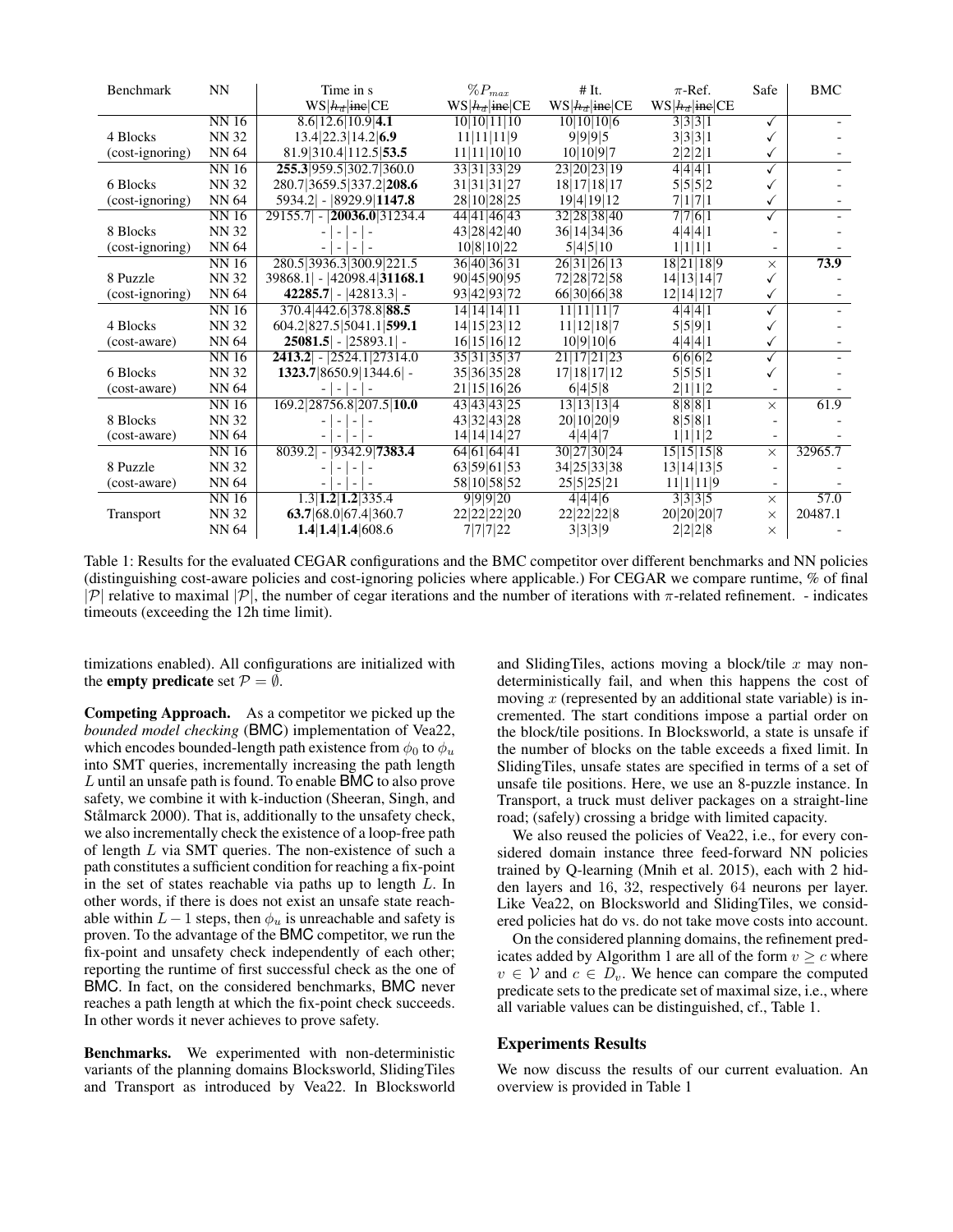| Benchmark | NN | Time in s<br>WS\|$h_\pi$\|~~inc~~\|CE | $\%P_{max}$<br>WS\|$h_\pi$\|~~inc~~\|CE | # It.<br>WS\|$h_\pi$\|~~inc~~\|CE | $\pi$-Ref.<br>WS\|$h_\pi$\|~~inc~~\|CE | Safe | BMC |
|---|---|---|---|---|---|---|---|
| 4 Blocks (cost-ignoring) | NN 16 | 8.6\|12.6\|10.9\|**4.1** | 10\|10\|11\|10 | 10\|10\|10\|6 | 3\|3\|3\|1 | ✓ | - |
| | NN 32 | 13.4\|22.3\|14.2\|**6.9** | 11\|11\|11\|9 | 9\|9\|9\|5 | 3\|3\|3\|1 | ✓ | - |
| | NN 64 | 81.9\|310.4\|112.5\|**53.5** | 11\|11\|10\|10 | 10\|10\|9\|7 | 2\|2\|2\|1 | ✓ | - |
| 6 Blocks (cost-ignoring) | NN 16 | **255.3**\|959.5\|302.7\|360.0 | 33\|31\|33\|29 | 23\|20\|23\|19 | 4\|4\|4\|1 | ✓ | - |
| | NN 32 | 280.7\|3659.5\|337.2\|**208.6** | 31\|31\|31\|27 | 18\|17\|18\|17 | 5\|5\|5\|2 | ✓ | - |
| | NN 64 | 5934.2\| - \|8929.9\|**1147.8** | 28\|10\|28\|25 | 19\|4\|19\|12 | 7\|1\|7\|1 | ✓ | - |
| 8 Blocks (cost-ignoring) | NN 16 | 29155.7\| - \|**20036.0**\|31234.4 | 44\|41\|46\|43 | 32\|28\|38\|40 | 7\|7\|6\|1 | ✓ | - |
| | NN 32 | - \| - \| - \| - | 43\|28\|42\|40 | 36\|14\|34\|36 | 4\|4\|4\|1 | - | - |
| | NN 64 | - \| - \| - \| - | 10\|8\|10\|22 | 5\|4\|5\|10 | 1\|1\|1\|1 | - | - |
| 8 Puzzle (cost-ignoring) | NN 16 | 280.5\|3936.3\|300.9\|221.5 | 36\|40\|36\|31 | 26\|31\|26\|13 | 18\|21\|18\|9 | × | **73.9** |
| | NN 32 | 39868.1\| - \|42098.4\|**31168.1** | 90\|45\|90\|95 | 72\|28\|72\|58 | 14\|13\|14\|7 | ✓ | - |
| | NN 64 | **42285.7**\| - \|42813.3\| - | 93\|42\|93\|72 | 66\|30\|66\|38 | 12\|14\|12\|7 | ✓ | - |
| 4 Blocks (cost-aware) | NN 16 | 370.4\|442.6\|378.8\|**88.5** | 14\|14\|14\|11 | 11\|11\|11\|7 | 4\|4\|4\|1 | ✓ | - |
| | NN 32 | 604.2\|827.5\|5041.1\|**599.1** | 14\|15\|23\|12 | 11\|12\|18\|7 | 5\|5\|9\|1 | ✓ | - |
| | NN 64 | **25081.5**\| - \|25893.1\| - | 16\|15\|16\|12 | 10\|9\|10\|6 | 4\|4\|4\|1 | ✓ | - |
| 6 Blocks (cost-aware) | NN 16 | **2413.2**\| - \|2524.1\|27314.0 | 35\|31\|35\|37 | 21\|17\|21\|23 | 6\|6\|6\|2 | ✓ | - |
| | NN 32 | **1323.7**\|8650.9\|1344.6\| - | 35\|36\|35\|28 | 17\|18\|17\|12 | 5\|5\|5\|1 | ✓ | - |
| | NN 64 | - \| - \| - \| - | 21\|15\|16\|26 | 6\|4\|5\|8 | 2\|1\|1\|2 | - | - |
| 8 Blocks (cost-aware) | NN 16 | 169.2\|28756.8\|207.5\|**10.0** | 43\|43\|43\|25 | 13\|13\|13\|4 | 8\|8\|8\|1 | × | 61.9 |
| | NN 32 | - \| - \| - \| - | 43\|32\|43\|28 | 20\|10\|20\|9 | 8\|5\|8\|1 | - | - |
| | NN 64 | - \| - \| - \| - | 14\|14\|14\|27 | 4\|4\|4\|7 | 1\|1\|1\|2 | - | - |
| 8 Puzzle (cost-aware) | NN 16 | 8039.2\| - \|9342.9\|**7383.4** | 64\|61\|64\|41 | 30\|27\|30\|24 | 15\|15\|15\|8 | × | 32965.7 |
| | NN 32 | - \| - \| - \| - | 63\|59\|61\|53 | 34\|25\|33\|38 | 13\|14\|13\|5 | - | - |
| | NN 64 | - \| - \| - \| - | 58\|10\|58\|52 | 25\|5\|25\|21 | 11\|1\|11\|9 | - | - |
| Transport | NN 16 | 1.3\|**1.2**\|**1.2**\|335.4 | 9\|9\|9\|20 | 4\|4\|4\|6 | 3\|3\|3\|5 | × | 57.0 |
| | NN 32 | **63.7**\|68.0\|67.4\|360.7 | 22\|22\|22\|20 | 22\|22\|22\|8 | 20\|20\|20\|7 | × | 20487.1 |
| | NN 64 | **1.4**\|**1.4**\|**1.4**\|608.6 | 7\|7\|7\|22 | 3\|3\|3\|9 | 2\|2\|2\|8 | × | - |

Table 1: Results for the evaluated CEGAR configurations and the BMC competitor over different benchmarks and NN policies (distinguishing cost-aware policies and cost-ignoring policies where applicable.) For CEGAR we compare runtime, % of final $|\mathcal{P}|$ relative to maximal $|\mathcal{P}|$, the number of cegar iterations and the number of iterations with $\pi$-related refinement. - indicates timeouts (exceeding the 12h time limit).

timizations enabled). All configurations are initialized with the **empty predicate** set $\mathcal{P} = \emptyset$.

**Competing Approach.** As a competitor we picked up the *bounded model checking* (BMC) implementation of Vea22, which encodes bounded-length path existence from $\phi_0$ to $\phi_u$ into SMT queries, incrementally increasing the path length $L$ until an unsafe path is found. To enable BMC to also prove safety, we combine it with k-induction (Sheeran, Singh, and Stålmarck 2000). That is, additionally to the unsafety check, we also incrementally check the existence of a loop-free path of length $L$ via SMT queries. The non-existence of such a path constitutes a sufficient condition for reaching a fix-point in the set of states reachable via paths up to length $L$. In other words, if there is does not exist an unsafe state reachable within $L - 1$ steps, then $\phi_u$ is unreachable and safety is proven. To the advantage of the BMC competitor, we run the fix-point and unsafety check independently of each other; reporting the runtime of first successful check as the one of BMC. In fact, on the considered benchmarks, BMC never reaches a path length at which the fix-point check succeeds. In other words it never achieves to prove safety.

**Benchmarks.** We experimented with non-deterministic variants of the planning domains Blocksworld, SlidingTiles and Transport as introduced by Vea22. In Blocksworld and SlidingTiles, actions moving a block/tile $x$ may non-deterministically fail, and when this happens the cost of moving $x$ (represented by an additional state variable) is incremented. The start conditions impose a partial order on the block/tile positions. In Blocksworld, a state is unsafe if the number of blocks on the table exceeds a fixed limit. In SlidingTiles, unsafe states are specified in terms of a set of unsafe tile positions. Here, we use an 8-puzzle instance. In Transport, a truck must deliver packages on a straight-line road; (safely) crossing a bridge with limited capacity.

We also reused the policies of Vea22, i.e., for every considered domain instance three feed-forward NN policies trained by Q-learning (Mnih et al. 2015), each with 2 hidden layers and 16, 32, respectively 64 neurons per layer. Like Vea22, on Blocksworld and SlidingTiles, we considered policies that do vs. do not take move costs into account.

On the considered planning domains, the refinement predicates added by Algorithm 1 are all of the form $v \geq c$ where $v \in \mathcal{V}$ and $c \in D_v$. We hence can compare the computed predicate sets to the predicate set of maximal size, i.e., where all variable values can be distinguished, cf., Table 1.

## Experiments Results

We now discuss the results of our current evaluation. An overview is provided in Table 1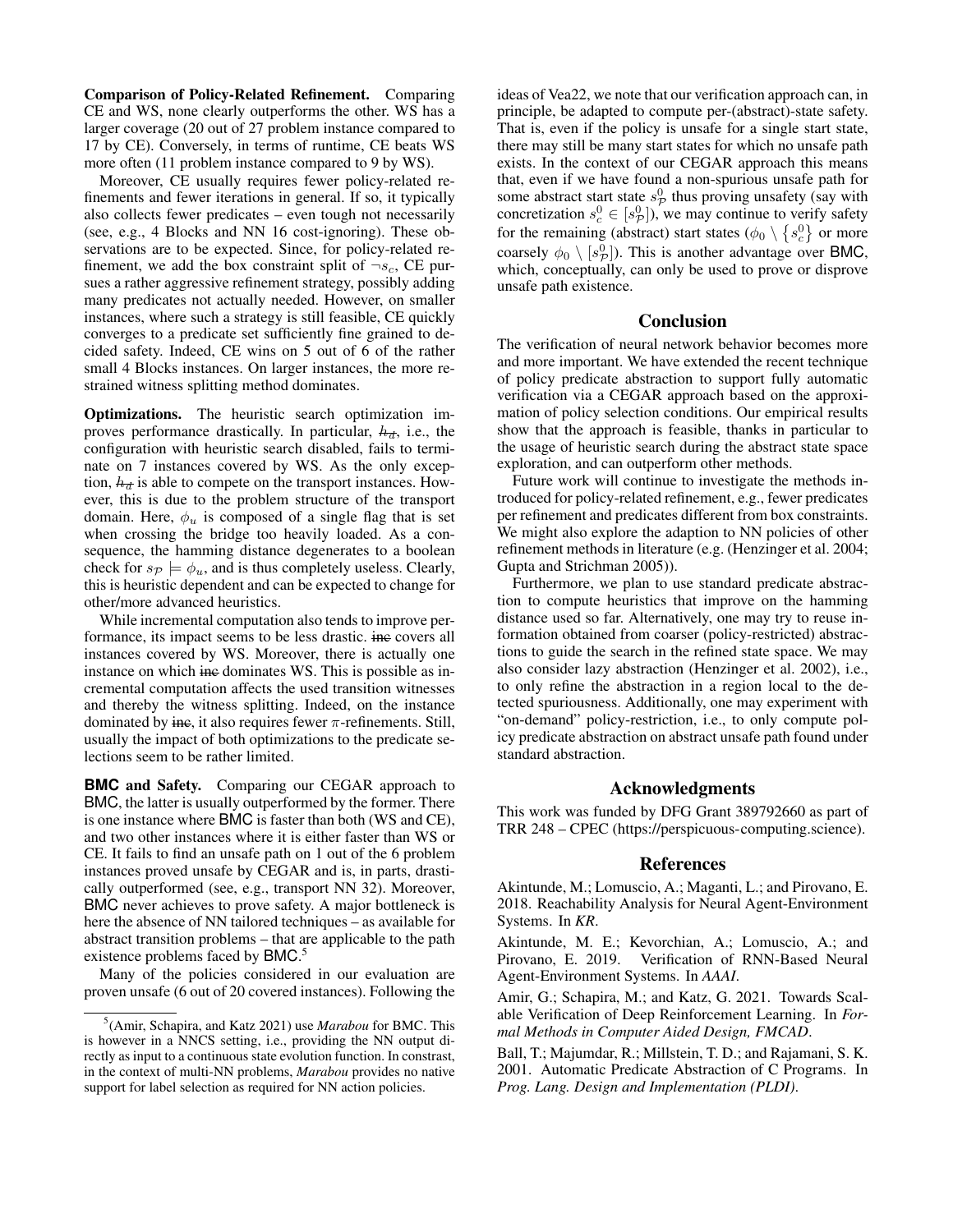**Comparison of Policy-Related Refinement.** Comparing CE and WS, none clearly outperforms the other. WS has a larger coverage (20 out of 27 problem instance compared to 17 by CE). Conversely, in terms of runtime, CE beats WS more often (11 problem instance compared to 9 by WS).

Moreover, CE usually requires fewer policy-related refinements and fewer iterations in general. If so, it typically also collects fewer predicates – even tough not necessarily (see, e.g., 4 Blocks and NN 16 cost-ignoring). These observations are to be expected. Since, for policy-related refinement, we add the box constraint split of $\neg s_c$, CE pursues a rather aggressive refinement strategy, possibly adding many predicates not actually needed. However, on smaller instances, where such a strategy is still feasible, CE quickly converges to a predicate set sufficiently fine grained to decided safety. Indeed, CE wins on 5 out of 6 of the rather small 4 Blocks instances. On larger instances, the more restrained witness splitting method dominates.

**Optimizations.** The heuristic search optimization improves performance drastically. In particular, $\not{h}$, i.e., the configuration with heuristic search disabled, fails to terminate on 7 instances covered by WS. As the only exception, $\not{h}$ is able to compete on the transport instances. However, this is due to the problem structure of the transport domain. Here, $\phi_u$ is composed of a single flag that is set when crossing the bridge too heavily loaded. As a consequence, the hamming distance degenerates to a boolean check for $s_{\mathcal{P}} \models \phi_u$, and is thus completely useless. Clearly, this is heuristic dependent and can be expected to change for other/more advanced heuristics.

While incremental computation also tends to improve performance, its impact seems to be less drastic. ~~inc~~ covers all instances covered by WS. Moreover, there is actually one instance on which ~~inc~~ dominates WS. This is possible as incremental computation affects the used transition witnesses and thereby the witness splitting. Indeed, on the instance dominated by ~~inc~~, it also requires fewer $\pi$-refinements. Still, usually the impact of both optimizations to the predicate selections seem to be rather limited.

**BMC and Safety.** Comparing our CEGAR approach to BMC, the latter is usually outperformed by the former. There is one instance where BMC is faster than both (WS and CE), and two other instances where it is either faster than WS or CE. It fails to find an unsafe path on 1 out of the 6 problem instances proved unsafe by CEGAR and is, in parts, drastically outperformed (see, e.g., transport NN 32). Moreover, BMC never achieves to prove safety. A major bottleneck is here the absence of NN tailored techniques – as available for abstract transition problems – that are applicable to the path existence problems faced by BMC.[5]

Many of the policies considered in our evaluation are proven unsafe (6 out of 20 covered instances). Following the ideas of Vea22, we note that our verification approach can, in principle, be adapted to compute per-(abstract)-state safety. That is, even if the policy is unsafe for a single start state, there may still be many start states for which no unsafe path exists. In the context of our CEGAR approach this means that, even if we have found a non-spurious unsafe path for some abstract start state $s^0_{\mathcal{P}}$ thus proving unsafety (say with concretization $s^0_c \in [s^0_{\mathcal{P}}]$), we may continue to verify safety for the remaining (abstract) start states ($\phi_0 \setminus \{s^0_c\}$ or more coarsely $\phi_0 \setminus [s^0_{\mathcal{P}}]$). This is another advantage over BMC, which, conceptually, can only be used to prove or disprove unsafe path existence.

[5](Amir, Schapira, and Katz 2021) use *Marabou* for BMC. This is however in a NNCS setting, i.e., providing the NN output directly as input to a continuous state evolution function. In constrast, in the context of multi-NN problems, *Marabou* provides no native support for label selection as required for NN action policies.

## Conclusion

The verification of neural network behavior becomes more and more important. We have extended the recent technique of policy predicate abstraction to support fully automatic verification via a CEGAR approach based on the approximation of policy selection conditions. Our empirical results show that the approach is feasible, thanks in particular to the usage of heuristic search during the abstract state space exploration, and can outperform other methods.

Future work will continue to investigate the methods introduced for policy-related refinement, e.g., fewer predicates per refinement and predicates different from box constraints. We might also explore the adaption to NN policies of other refinement methods in literature (e.g. (Henzinger et al. 2004; Gupta and Strichman 2005)).

Furthermore, we plan to use standard predicate abstraction to compute heuristics that improve on the hamming distance used so far. Alternatively, one may try to reuse information obtained from coarser (policy-restricted) abstractions to guide the search in the refined state space. We may also consider lazy abstraction (Henzinger et al. 2002), i.e., to only refine the abstraction in a region local to the detected spuriousness. Additionally, one may experiment with "on-demand" policy-restriction, i.e., to only compute policy predicate abstraction on abstract unsafe path found under standard abstraction.

## Acknowledgments

This work was funded by DFG Grant 389792660 as part of TRR 248 – CPEC (https://perspicuous-computing.science).

## References

Akintunde, M.; Lomuscio, A.; Maganti, L.; and Pirovano, E. 2018. Reachability Analysis for Neural Agent-Environment Systems. In *KR*.

Akintunde, M. E.; Kevorchian, A.; Lomuscio, A.; and Pirovano, E. 2019. Verification of RNN-Based Neural Agent-Environment Systems. In *AAAI*.

Amir, G.; Schapira, M.; and Katz, G. 2021. Towards Scalable Verification of Deep Reinforcement Learning. In *Formal Methods in Computer Aided Design, FMCAD*.

Ball, T.; Majumdar, R.; Millstein, T. D.; and Rajamani, S. K. 2001. Automatic Predicate Abstraction of C Programs. In *Prog. Lang. Design and Implementation (PLDI)*.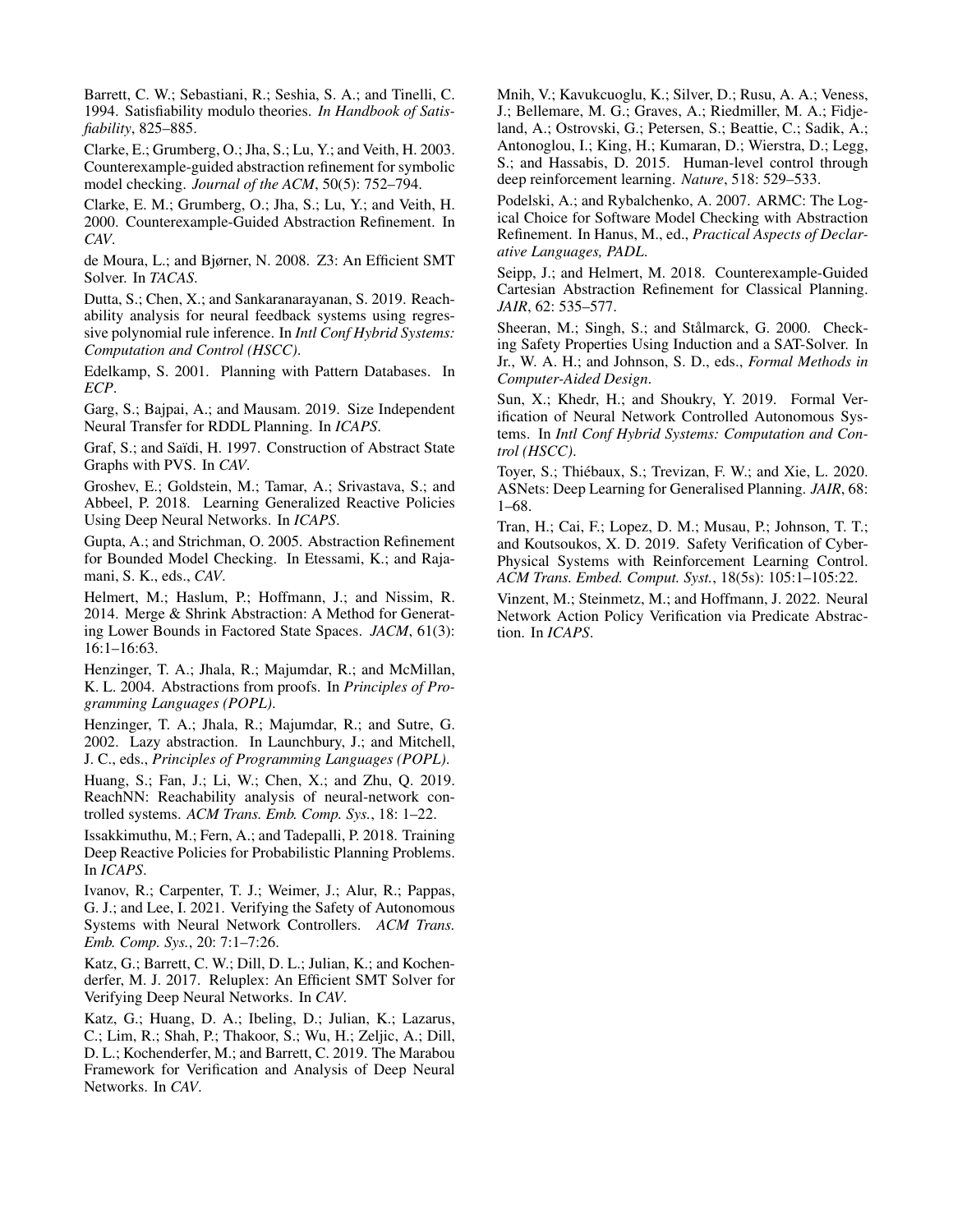Barrett, C. W.; Sebastiani, R.; Seshia, S. A.; and Tinelli, C. 1994. Satisfiability modulo theories. *In Handbook of Satisfiability*, 825–885.

Clarke, E.; Grumberg, O.; Jha, S.; Lu, Y.; and Veith, H. 2003. Counterexample-guided abstraction refinement for symbolic model checking. *Journal of the ACM*, 50(5): 752–794.

Clarke, E. M.; Grumberg, O.; Jha, S.; Lu, Y.; and Veith, H. 2000. Counterexample-Guided Abstraction Refinement. In *CAV*.

de Moura, L.; and Bjørner, N. 2008. Z3: An Efficient SMT Solver. In *TACAS*.

Dutta, S.; Chen, X.; and Sankaranarayanan, S. 2019. Reachability analysis for neural feedback systems using regressive polynomial rule inference. In *Intl Conf Hybrid Systems: Computation and Control (HSCC)*.

Edelkamp, S. 2001. Planning with Pattern Databases. In *ECP*.

Garg, S.; Bajpai, A.; and Mausam. 2019. Size Independent Neural Transfer for RDDL Planning. In *ICAPS*.

Graf, S.; and Saïdi, H. 1997. Construction of Abstract State Graphs with PVS. In *CAV*.

Groshev, E.; Goldstein, M.; Tamar, A.; Srivastava, S.; and Abbeel, P. 2018. Learning Generalized Reactive Policies Using Deep Neural Networks. In *ICAPS*.

Gupta, A.; and Strichman, O. 2005. Abstraction Refinement for Bounded Model Checking. In Etessami, K.; and Rajamani, S. K., eds., *CAV*.

Helmert, M.; Haslum, P.; Hoffmann, J.; and Nissim, R. 2014. Merge & Shrink Abstraction: A Method for Generating Lower Bounds in Factored State Spaces. *JACM*, 61(3): 16:1–16:63.

Henzinger, T. A.; Jhala, R.; Majumdar, R.; and McMillan, K. L. 2004. Abstractions from proofs. In *Principles of Programming Languages (POPL)*.

Henzinger, T. A.; Jhala, R.; Majumdar, R.; and Sutre, G. 2002. Lazy abstraction. In Launchbury, J.; and Mitchell, J. C., eds., *Principles of Programming Languages (POPL)*.

Huang, S.; Fan, J.; Li, W.; Chen, X.; and Zhu, Q. 2019. ReachNN: Reachability analysis of neural-network controlled systems. *ACM Trans. Emb. Comp. Sys.*, 18: 1–22.

Issakkimuthu, M.; Fern, A.; and Tadepalli, P. 2018. Training Deep Reactive Policies for Probabilistic Planning Problems. In *ICAPS*.

Ivanov, R.; Carpenter, T. J.; Weimer, J.; Alur, R.; Pappas, G. J.; and Lee, I. 2021. Verifying the Safety of Autonomous Systems with Neural Network Controllers. *ACM Trans. Emb. Comp. Sys.*, 20: 7:1–7:26.

Katz, G.; Barrett, C. W.; Dill, D. L.; Julian, K.; and Kochenderfer, M. J. 2017. Reluplex: An Efficient SMT Solver for Verifying Deep Neural Networks. In *CAV*.

Katz, G.; Huang, D. A.; Ibeling, D.; Julian, K.; Lazarus, C.; Lim, R.; Shah, P.; Thakoor, S.; Wu, H.; Zeljic, A.; Dill, D. L.; Kochenderfer, M.; and Barrett, C. 2019. The Marabou Framework for Verification and Analysis of Deep Neural Networks. In *CAV*.

Mnih, V.; Kavukcuoglu, K.; Silver, D.; Rusu, A. A.; Veness, J.; Bellemare, M. G.; Graves, A.; Riedmiller, M. A.; Fidjeland, A.; Ostrovski, G.; Petersen, S.; Beattie, C.; Sadik, A.; Antonoglou, I.; King, H.; Kumaran, D.; Wierstra, D.; Legg, S.; and Hassabis, D. 2015. Human-level control through deep reinforcement learning. *Nature*, 518: 529–533.

Podelski, A.; and Rybalchenko, A. 2007. ARMC: The Logical Choice for Software Model Checking with Abstraction Refinement. In Hanus, M., ed., *Practical Aspects of Declarative Languages, PADL*.

Seipp, J.; and Helmert, M. 2018. Counterexample-Guided Cartesian Abstraction Refinement for Classical Planning. *JAIR*, 62: 535–577.

Sheeran, M.; Singh, S.; and Stålmarck, G. 2000. Checking Safety Properties Using Induction and a SAT-Solver. In Jr., W. A. H.; and Johnson, S. D., eds., *Formal Methods in Computer-Aided Design*.

Sun, X.; Khedr, H.; and Shoukry, Y. 2019. Formal Verification of Neural Network Controlled Autonomous Systems. In *Intl Conf Hybrid Systems: Computation and Control (HSCC)*.

Toyer, S.; Thiébaux, S.; Trevizan, F. W.; and Xie, L. 2020. ASNets: Deep Learning for Generalised Planning. *JAIR*, 68: 1–68.

Tran, H.; Cai, F.; Lopez, D. M.; Musau, P.; Johnson, T. T.; and Koutsoukos, X. D. 2019. Safety Verification of Cyber-Physical Systems with Reinforcement Learning Control. *ACM Trans. Embed. Comput. Syst.*, 18(5s): 105:1–105:22.

Vinzent, M.; Steinmetz, M.; and Hoffmann, J. 2022. Neural Network Action Policy Verification via Predicate Abstraction. In *ICAPS*.